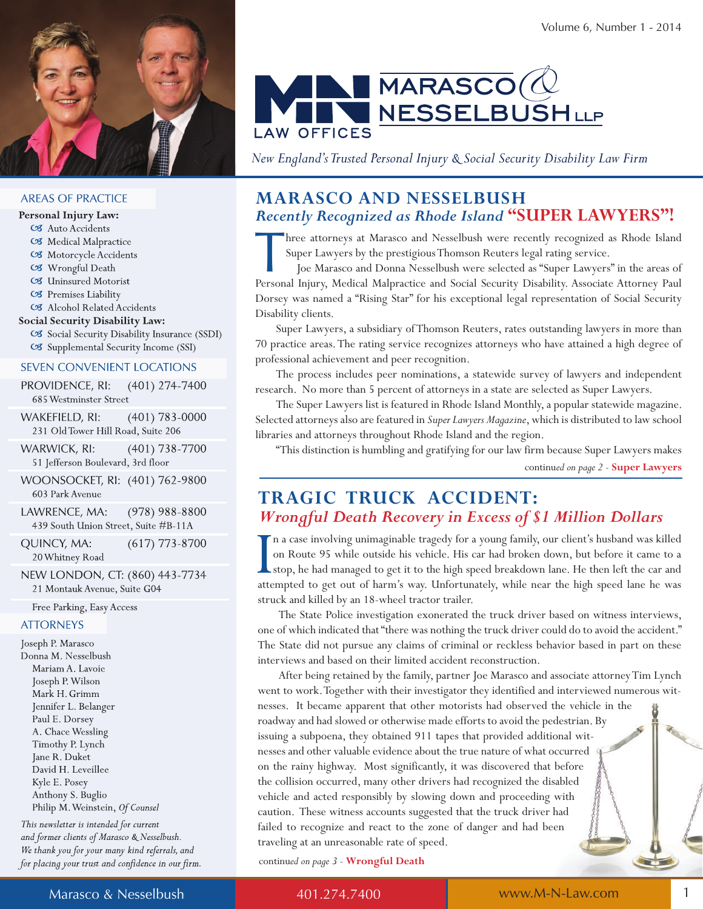# MARASCO & NESSELBUSH LLP LAW OFFICES

*New England's Trusted Personal Injury & Social Security Disability Law Firm*

## MARASCO AND NESSELBUSH

### *Recently Recognized as Rhode Island* **"SUPER LAWYERS"!**

Three attorneys at Marasco and Nesselbush were recently recognized as Rhode Island Super Lawyers by the prestigious Thomson Reuters legal rating service.

Joe Marasco and Donna Nesselbush were selected as "Super Lawyers" in the areas of Personal Injury, Medical Malpractice and Social Security Disability. Associate Attorney Paul Dorsey was named a "Rising Star" for his exceptional legal representation of Social Security Disability clients.

Super Lawyers, a subsidiary of Thomson Reuters, rates outstanding lawyers in more than 70 practice areas. The rating service recognizes attorneys who have attained a high degree of professional achievement and peer recognition.

The process includes peer nominations, a statewide survey of lawyers and independent research. No more than 5 percent of attorneys in a state are selected as Super Lawyers.

The Super Lawyers list is featured in Rhode Island Monthly, a popular statewide magazine. Selected attorneys also are featured in *Super Lawyers Magazine*, which is distributed to law school libraries and attorneys throughout Rhode Island and the region.

"This distinction is humbling and gratifying for our law firm because Super Lawyers makes

*continued on page 2 -* **Super Lawyers**

## TRAGIC TRUCK ACCIDENT:

### *Wrongful Death Recovery in Excess of $1 Million Dollars*

In a case involving unimaginable tragedy for a young family, our client's husband was killed on Route 95 while outside his vehicle. His car had broken down, but before it came to a stop, he had managed to get it to the high speed breakdown lane. He then left the car and attempted to get out of harm's way. Unfortunately, while near the high speed lane he was struck and killed by an 18-wheel tractor trailer.

The State Police investigation exonerated the truck driver based on witness interviews, one of which indicated that "there was nothing the truck driver could do to avoid the accident." The State did not pursue any claims of criminal or reckless behavior based in part on these interviews and based on their limited accident reconstruction.

After being retained by the family, partner Joe Marasco and associate attorney Tim Lynch went to work. Together with their investigator they identified and interviewed numerous witnesses. It became apparent that other motorists had observed the vehicle in the roadway and had slowed or otherwise made efforts to avoid the pedestrian. By issuing a subpoena, they obtained 911 tapes that provided additional witnesses and other valuable evidence about the true nature of what occurred on the rainy highway. Most significantly, it was discovered that before the collision occurred, many other drivers had recognized the disabled vehicle and acted responsibly by slowing down and proceeding with caution. These witness accounts suggested that the truck driver had failed to recognize and react to the zone of danger and had been traveling at an unreasonable rate of speed.

*continued on page 3 -* **Wrongful Death**

---

### AREAS OF PRACTICE

**Personal Injury Law:**
- Auto Accidents
- Medical Malpractice
- Motorcycle Accidents
- Wrongful Death
- Uninsured Motorist
- Premises Liability
- Alcohol Related Accidents

**Social Security Disability Law:**
- Social Security Disability Insurance (SSDI)
- Supplemental Security Income (SSI)

### SEVEN CONVENIENT LOCATIONS

PROVIDENCE, RI: (401) 274-7400
685 Westminster Street

WAKEFIELD, RI: (401) 783-0000
231 Old Tower Hill Road, Suite 206

WARWICK, RI: (401) 738-7700
51 Jefferson Boulevard, 3rd floor

WOONSOCKET, RI: (401) 762-9800
603 Park Avenue

LAWRENCE, MA: (978) 988-8800
439 South Union Street, Suite #B-11A

QUINCY, MA: (617) 773-8700
20 Whitney Road

NEW LONDON, CT: (860) 443-7734
21 Montauk Avenue, Suite G04

Free Parking, Easy Access

### ATTORNEYS

Joseph P. Marasco
Donna M. Nesselbush
Mariam A. Lavoie
Joseph P. Wilson
Mark H. Grimm
Jennifer L. Belanger
Paul E. Dorsey
A. Chace Wessling
Timothy P. Lynch
Jane R. Duket
David H. Leveillee
Kyle E. Posey
Anthony S. Buglio
Philip M. Weinstein, *Of Counsel*

*This newsletter is intended for current and former clients of Marasco & Nesselbush. We thank you for your many kind referrals, and for placing your trust and confidence in our firm.*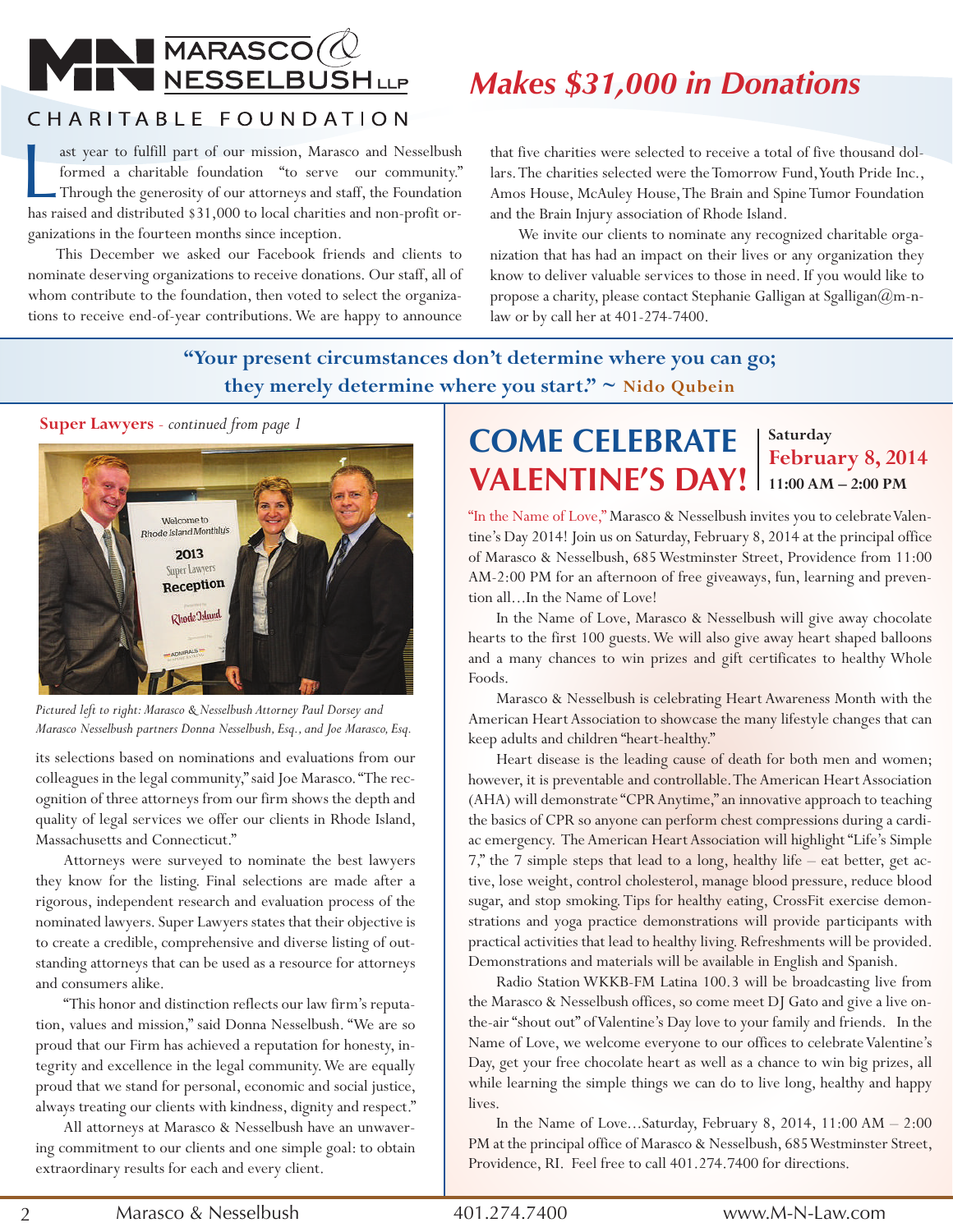# Marasco & Nesselbush LLP Charitable Foundation Makes $31,000 in Donations

Last year to fulfill part of our mission, Marasco and Nesselbush formed a charitable foundation "to serve our community." Through the generosity of our attorneys and staff, the Foundation has raised and distributed $31,000 to local charities and non-profit organizations in the fourteen months since inception.

This December we asked our Facebook friends and clients to nominate deserving organizations to receive donations. Our staff, all of whom contribute to the foundation, then voted to select the organizations to receive end-of-year contributions. We are happy to announce that five charities were selected to receive a total of five thousand dollars. The charities selected were the Tomorrow Fund, Youth Pride Inc., Amos House, McAuley House, The Brain and Spine Tumor Foundation and the Brain Injury association of Rhode Island.

We invite our clients to nominate any recognized charitable organization that has had an impact on their lives or any organization they know to deliver valuable services to those in need. If you would like to propose a charity, please contact Stephanie Galligan at Sgalligan@m-n-law or by call her at 401-274-7400.

**"Your present circumstances don't determine where you can go; they merely determine where you start." ~ Nido Qubein**

## Super Lawyers - *continued from page 1*

*Pictured left to right: Marasco & Nesselbush Attorney Paul Dorsey and Marasco Nesselbush partners Donna Nesselbush, Esq., and Joe Marasco, Esq.*

its selections based on nominations and evaluations from our colleagues in the legal community," said Joe Marasco. "The recognition of three attorneys from our firm shows the depth and quality of legal services we offer our clients in Rhode Island, Massachusetts and Connecticut."

Attorneys were surveyed to nominate the best lawyers they know for the listing. Final selections are made after a rigorous, independent research and evaluation process of the nominated lawyers. Super Lawyers states that their objective is to create a credible, comprehensive and diverse listing of outstanding attorneys that can be used as a resource for attorneys and consumers alike.

"This honor and distinction reflects our law firm's reputation, values and mission," said Donna Nesselbush. "We are so proud that our Firm has achieved a reputation for honesty, integrity and excellence in the legal community. We are equally proud that we stand for personal, economic and social justice, always treating our clients with kindness, dignity and respect."

All attorneys at Marasco & Nesselbush have an unwavering commitment to our clients and one simple goal: to obtain extraordinary results for each and every client.

## COME CELEBRATE VALENTINE'S DAY!

**Saturday February 8, 2014 11:00 AM – 2:00 PM**

"In the Name of Love," Marasco & Nesselbush invites you to celebrate Valentine's Day 2014! Join us on Saturday, February 8, 2014 at the principal office of Marasco & Nesselbush, 685 Westminster Street, Providence from 11:00 AM-2:00 PM for an afternoon of free giveaways, fun, learning and prevention all…In the Name of Love!

In the Name of Love, Marasco & Nesselbush will give away chocolate hearts to the first 100 guests. We will also give away heart shaped balloons and a many chances to win prizes and gift certificates to healthy Whole Foods.

Marasco & Nesselbush is celebrating Heart Awareness Month with the American Heart Association to showcase the many lifestyle changes that can keep adults and children "heart-healthy."

Heart disease is the leading cause of death for both men and women; however, it is preventable and controllable. The American Heart Association (AHA) will demonstrate "CPR Anytime," an innovative approach to teaching the basics of CPR so anyone can perform chest compressions during a cardiac emergency. The American Heart Association will highlight "Life's Simple 7," the 7 simple steps that lead to a long, healthy life – eat better, get active, lose weight, control cholesterol, manage blood pressure, reduce blood sugar, and stop smoking. Tips for healthy eating, CrossFit exercise demonstrations and yoga practice demonstrations will provide participants with practical activities that lead to healthy living. Refreshments will be provided. Demonstrations and materials will be available in English and Spanish.

Radio Station WKKB-FM Latina 100.3 will be broadcasting live from the Marasco & Nesselbush offices, so come meet DJ Gato and give a live on-the-air "shout out" of Valentine's Day love to your family and friends. In the Name of Love, we welcome everyone to our offices to celebrate Valentine's Day, get your free chocolate heart as well as a chance to win big prizes, all while learning the simple things we can do to live long, healthy and happy lives.

In the Name of Love…Saturday, February 8, 2014, 11:00 AM – 2:00 PM at the principal office of Marasco & Nesselbush, 685 Westminster Street, Providence, RI. Feel free to call 401.274.7400 for directions.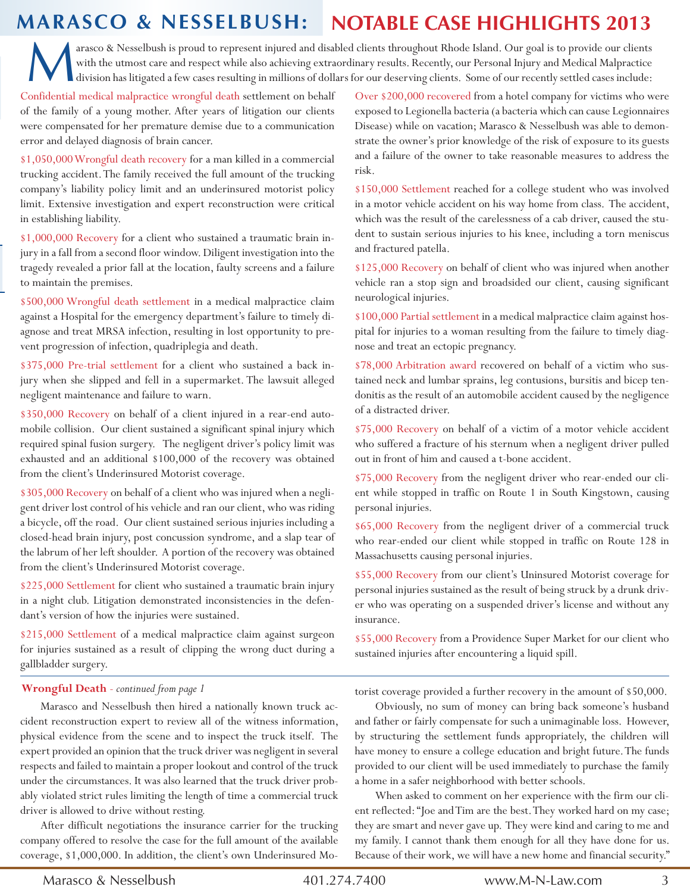# MARASCO & NESSELBUSH: NOTABLE CASE HIGHLIGHTS 2013

Marasco & Nesselbush is proud to represent injured and disabled clients throughout Rhode Island. Our goal is to provide our clients with the utmost care and respect while also achieving extraordinary results. Recently, our Personal Injury and Medical Malpractice division has litigated a few cases resulting in millions of dollars for our deserving clients. Some of our recently settled cases include:

Confidential medical malpractice wrongful death settlement on behalf of the family of a young mother. After years of litigation our clients were compensated for her premature demise due to a communication error and delayed diagnosis of brain cancer.

$1,050,000 Wrongful death recovery for a man killed in a commercial trucking accident. The family received the full amount of the trucking company's liability policy limit and an underinsured motorist policy limit. Extensive investigation and expert reconstruction were critical in establishing liability.

$1,000,000 Recovery for a client who sustained a traumatic brain injury in a fall from a second floor window. Diligent investigation into the tragedy revealed a prior fall at the location, faulty screens and a failure to maintain the premises.

$500,000 Wrongful death settlement in a medical malpractice claim against a Hospital for the emergency department's failure to timely diagnose and treat MRSA infection, resulting in lost opportunity to prevent progression of infection, quadriplegia and death.

$375,000 Pre-trial settlement for a client who sustained a back injury when she slipped and fell in a supermarket. The lawsuit alleged negligent maintenance and failure to warn.

$350,000 Recovery on behalf of a client injured in a rear-end automobile collision. Our client sustained a significant spinal injury which required spinal fusion surgery. The negligent driver's policy limit was exhausted and an additional $100,000 of the recovery was obtained from the client's Underinsured Motorist coverage.

$305,000 Recovery on behalf of a client who was injured when a negligent driver lost control of his vehicle and ran our client, who was riding a bicycle, off the road. Our client sustained serious injuries including a closed-head brain injury, post concussion syndrome, and a slap tear of the labrum of her left shoulder. A portion of the recovery was obtained from the client's Underinsured Motorist coverage.

$225,000 Settlement for client who sustained a traumatic brain injury in a night club. Litigation demonstrated inconsistencies in the defendant's version of how the injuries were sustained.

$215,000 Settlement of a medical malpractice claim against surgeon for injuries sustained as a result of clipping the wrong duct during a gallbladder surgery.

Over $200,000 recovered from a hotel company for victims who were exposed to Legionella bacteria (a bacteria which can cause Legionnaires Disease) while on vacation; Marasco & Nesselbush was able to demonstrate the owner's prior knowledge of the risk of exposure to its guests and a failure of the owner to take reasonable measures to address the risk.

$150,000 Settlement reached for a college student who was involved in a motor vehicle accident on his way home from class. The accident, which was the result of the carelessness of a cab driver, caused the student to sustain serious injuries to his knee, including a torn meniscus and fractured patella.

$125,000 Recovery on behalf of client who was injured when another vehicle ran a stop sign and broadsided our client, causing significant neurological injuries.

$100,000 Partial settlement in a medical malpractice claim against hospital for injuries to a woman resulting from the failure to timely diagnose and treat an ectopic pregnancy.

$78,000 Arbitration award recovered on behalf of a victim who sustained neck and lumbar sprains, leg contusions, bursitis and bicep tendonitis as the result of an automobile accident caused by the negligence of a distracted driver.

$75,000 Recovery on behalf of a victim of a motor vehicle accident who suffered a fracture of his sternum when a negligent driver pulled out in front of him and caused a t-bone accident.

$75,000 Recovery from the negligent driver who rear-ended our client while stopped in traffic on Route 1 in South Kingstown, causing personal injuries.

$65,000 Recovery from the negligent driver of a commercial truck who rear-ended our client while stopped in traffic on Route 128 in Massachusetts causing personal injuries.

$55,000 Recovery from our client's Uninsured Motorist coverage for personal injuries sustained as the result of being struck by a drunk driver who was operating on a suspended driver's license and without any insurance.

$55,000 Recovery from a Providence Super Market for our client who sustained injuries after encountering a liquid spill.

---

**Wrongful Death** - *continued from page 1*

Marasco and Nesselbush then hired a nationally known truck accident reconstruction expert to review all of the witness information, physical evidence from the scene and to inspect the truck itself. The expert provided an opinion that the truck driver was negligent in several respects and failed to maintain a proper lookout and control of the truck under the circumstances. It was also learned that the truck driver probably violated strict rules limiting the length of time a commercial truck driver is allowed to drive without resting.

After difficult negotiations the insurance carrier for the trucking company offered to resolve the case for the full amount of the available coverage, $1,000,000. In addition, the client's own Underinsured Motorist coverage provided a further recovery in the amount of $50,000.

Obviously, no sum of money can bring back someone's husband and father or fairly compensate for such a unimaginable loss. However, by structuring the settlement funds appropriately, the children will have money to ensure a college education and bright future. The funds provided to our client will be used immediately to purchase the family a home in a safer neighborhood with better schools.

When asked to comment on her experience with the firm our client reflected: "Joe and Tim are the best. They worked hard on my case; they are smart and never gave up. They were kind and caring to me and my family. I cannot thank them enough for all they have done for us. Because of their work, we will have a new home and financial security."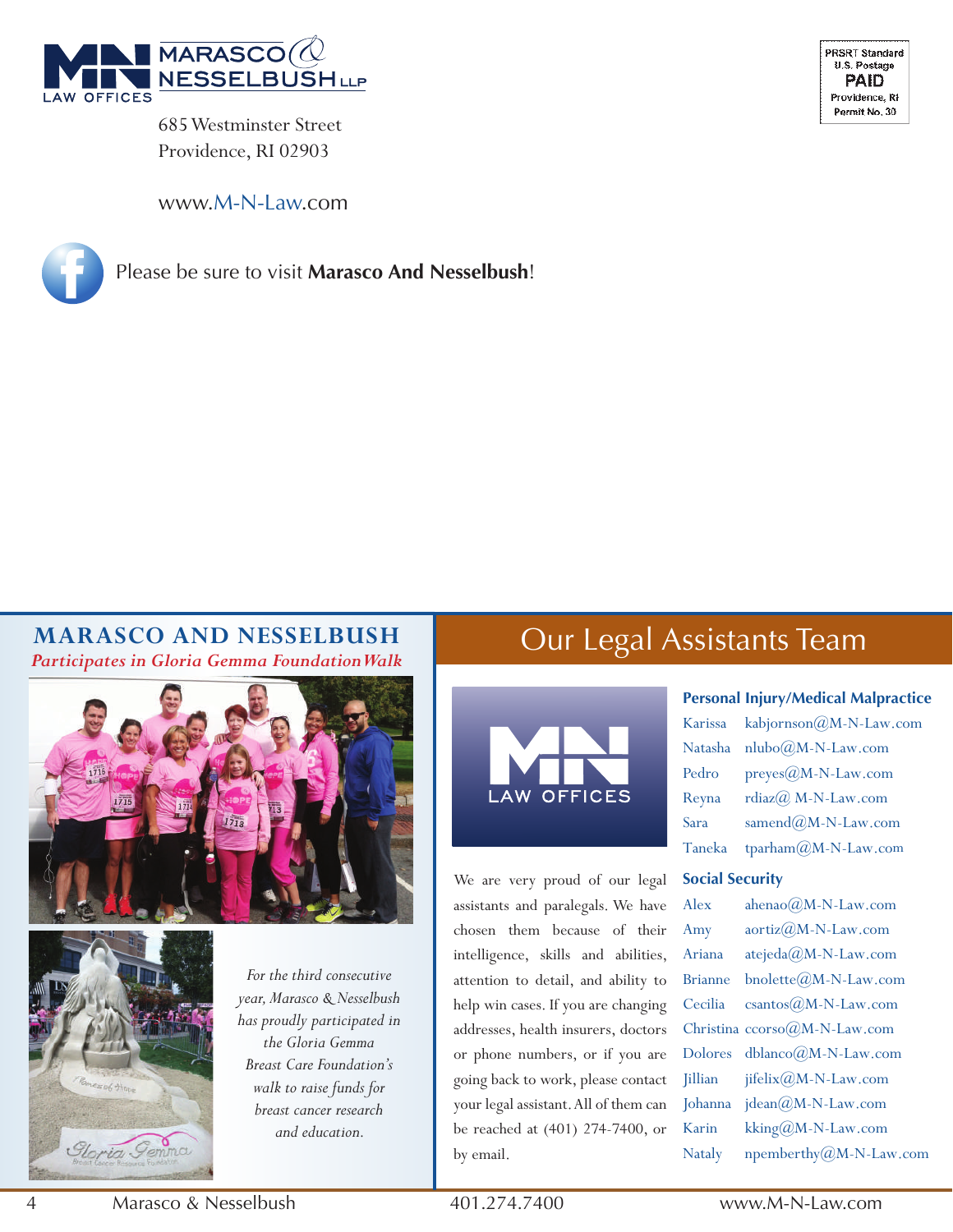MARASCO & NESSELBUSH LLP
LAW OFFICES

685 Westminster Street
Providence, RI 02903

www.M-N-Law.com

PRSRT Standard
U.S. Postage
PAID
Providence, RI
Permit No. 30

Please be sure to visit **Marasco And Nesselbush**!

## MARASCO AND NESSELBUSH

*Participates in Gloria Gemma Foundation Walk*

*For the third consecutive year, Marasco & Nesselbush has proudly participated in the Gloria Gemma Breast Care Foundation's walk to raise funds for breast cancer research and education.*

## Our Legal Assistants Team

We are very proud of our legal assistants and paralegals. We have chosen them because of their intelligence, skills and abilities, attention to detail, and ability to help win cases. If you are changing addresses, health insurers, doctors or phone numbers, or if you are going back to work, please contact your legal assistant. All of them can be reached at (401) 274-7400, or by email.

### Personal Injury/Medical Malpractice

| | |
|---|---|
| Karissa | kabjornson@M-N-Law.com |
| Natasha | nlubo@M-N-Law.com |
| Pedro | preyes@M-N-Law.com |
| Reyna | rdiaz@ M-N-Law.com |
| Sara | samend@M-N-Law.com |
| Taneka | tparham@M-N-Law.com |

### Social Security

| | |
|---|---|
| Alex | ahenao@M-N-Law.com |
| Amy | aortiz@M-N-Law.com |
| Ariana | atejeda@M-N-Law.com |
| Brianne | bnolette@M-N-Law.com |
| Cecilia | csantos@M-N-Law.com |
| Christina | ccorso@M-N-Law.com |
| Dolores | dblanco@M-N-Law.com |
| Jillian | jifelix@M-N-Law.com |
| Johanna | jdean@M-N-Law.com |
| Karin | kking@M-N-Law.com |
| Nataly | npemberthy@M-N-Law.com |